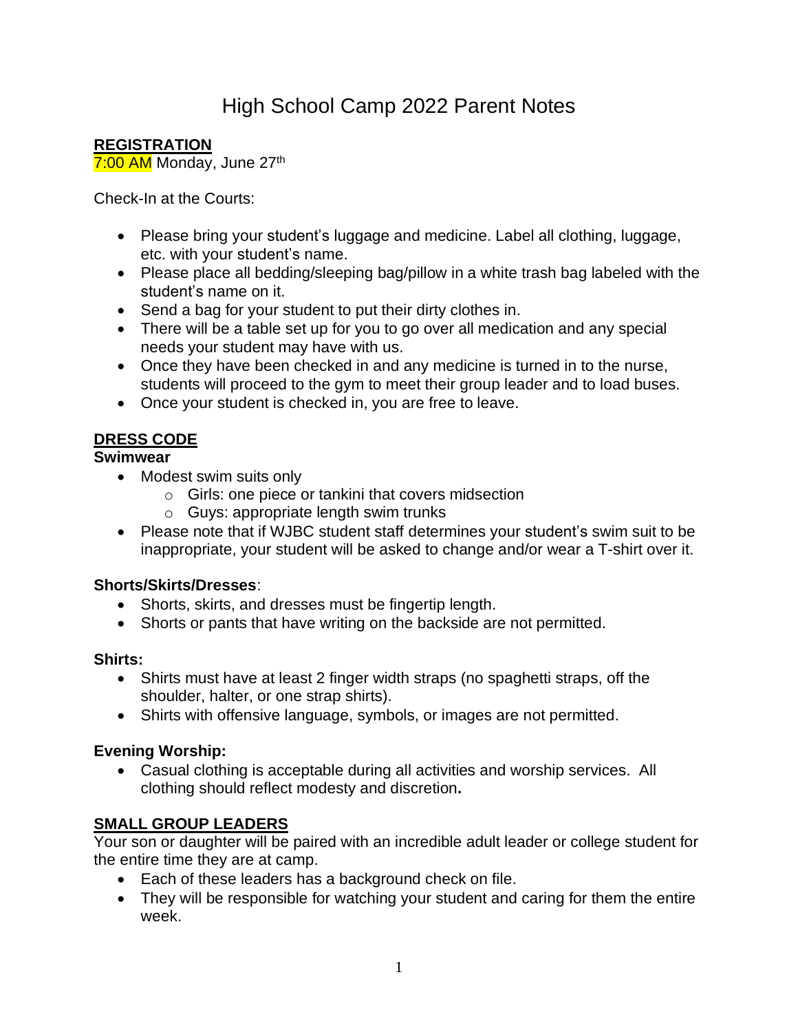# High School Camp 2022 Parent Notes

## REGISTRATION

7:00 AM Monday, June 27th

Check-In at the Courts:

- Please bring your student's luggage and medicine. Label all clothing, luggage, etc. with your student's name.
- Please place all bedding/sleeping bag/pillow in a white trash bag labeled with the student's name on it.
- Send a bag for your student to put their dirty clothes in.
- There will be a table set up for you to go over all medication and any special needs your student may have with us.
- Once they have been checked in and any medicine is turned in to the nurse, students will proceed to the gym to meet their group leader and to load buses.
- Once your student is checked in, you are free to leave.

## DRESS CODE

**Swimwear**

- Modest swim suits only
  - Girls: one piece or tankini that covers midsection
  - Guys: appropriate length swim trunks
- Please note that if WJBC student staff determines your student's swim suit to be inappropriate, your student will be asked to change and/or wear a T-shirt over it.

**Shorts/Skirts/Dresses**:

- Shorts, skirts, and dresses must be fingertip length.
- Shorts or pants that have writing on the backside are not permitted.

**Shirts:**

- Shirts must have at least 2 finger width straps (no spaghetti straps, off the shoulder, halter, or one strap shirts).
- Shirts with offensive language, symbols, or images are not permitted.

**Evening Worship:**

- Casual clothing is acceptable during all activities and worship services. All clothing should reflect modesty and discretion**.**

## SMALL GROUP LEADERS

Your son or daughter will be paired with an incredible adult leader or college student for the entire time they are at camp.

- Each of these leaders has a background check on file.
- They will be responsible for watching your student and caring for them the entire week.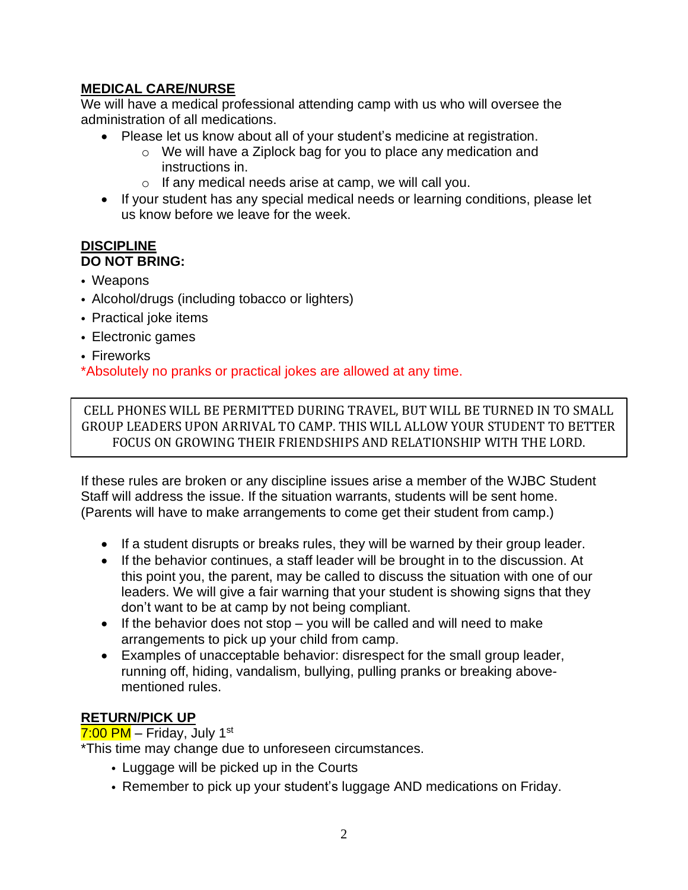## MEDICAL CARE/NURSE

We will have a medical professional attending camp with us who will oversee the administration of all medications.

- Please let us know about all of your student's medicine at registration.
  - We will have a Ziplock bag for you to place any medication and instructions in.
  - If any medical needs arise at camp, we will call you.
- If your student has any special medical needs or learning conditions, please let us know before we leave for the week.

## DISCIPLINE

**DO NOT BRING:**

- Weapons
- Alcohol/drugs (including tobacco or lighters)
- Practical joke items
- Electronic games
- Fireworks

*Absolutely no pranks or practical jokes are allowed at any time.

> CELL PHONES WILL BE PERMITTED DURING TRAVEL, BUT WILL BE TURNED IN TO SMALL GROUP LEADERS UPON ARRIVAL TO CAMP. THIS WILL ALLOW YOUR STUDENT TO BETTER FOCUS ON GROWING THEIR FRIENDSHIPS AND RELATIONSHIP WITH THE LORD.

If these rules are broken or any discipline issues arise a member of the WJBC Student Staff will address the issue. If the situation warrants, students will be sent home. (Parents will have to make arrangements to come get their student from camp.)

- If a student disrupts or breaks rules, they will be warned by their group leader.
- If the behavior continues, a staff leader will be brought in to the discussion. At this point you, the parent, may be called to discuss the situation with one of our leaders. We will give a fair warning that your student is showing signs that they don't want to be at camp by not being compliant.
- If the behavior does not stop – you will be called and will need to make arrangements to pick up your child from camp.
- Examples of unacceptable behavior: disrespect for the small group leader, running off, hiding, vandalism, bullying, pulling pranks or breaking above-mentioned rules.

## RETURN/PICK UP

7:00 PM – Friday, July 1st

*This time may change due to unforeseen circumstances.

- Luggage will be picked up in the Courts
- Remember to pick up your student's luggage AND medications on Friday.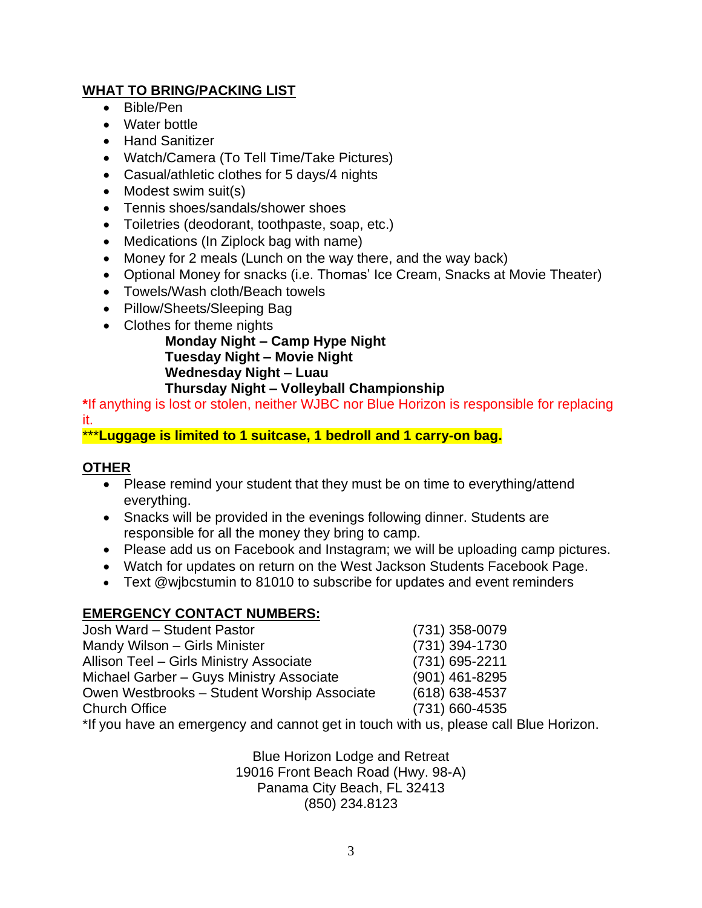## WHAT TO BRING/PACKING LIST

- Bible/Pen
- Water bottle
- Hand Sanitizer
- Watch/Camera (To Tell Time/Take Pictures)
- Casual/athletic clothes for 5 days/4 nights
- Modest swim suit(s)
- Tennis shoes/sandals/shower shoes
- Toiletries (deodorant, toothpaste, soap, etc.)
- Medications (In Ziplock bag with name)
- Money for 2 meals (Lunch on the way there, and the way back)
- Optional Money for snacks (i.e. Thomas' Ice Cream, Snacks at Movie Theater)
- Towels/Wash cloth/Beach towels
- Pillow/Sheets/Sleeping Bag
- Clothes for theme nights

  **Monday Night – Camp Hype Night**
  **Tuesday Night – Movie Night**
  **Wednesday Night – Luau**
  **Thursday Night – Volleyball Championship**

**\***If anything is lost or stolen, neither WJBC nor Blue Horizon is responsible for replacing it.

***__Luggage is limited to 1 suitcase, 1 bedroll and 1 carry-on bag.__**

## OTHER

- Please remind your student that they must be on time to everything/attend everything.
- Snacks will be provided in the evenings following dinner. Students are responsible for all the money they bring to camp.
- Please add us on Facebook and Instagram; we will be uploading camp pictures.
- Watch for updates on return on the West Jackson Students Facebook Page.
- Text @wjbcstumin to 81010 to subscribe for updates and event reminders

## EMERGENCY CONTACT NUMBERS:

| | |
|---|---|
| Josh Ward – Student Pastor | (731) 358-0079 |
| Mandy Wilson – Girls Minister | (731) 394-1730 |
| Allison Teel – Girls Ministry Associate | (731) 695-2211 |
| Michael Garber – Guys Ministry Associate | (901) 461-8295 |
| Owen Westbrooks – Student Worship Associate | (618) 638-4537 |
| Church Office | (731) 660-4535 |

*If you have an emergency and cannot get in touch with us, please call Blue Horizon.

Blue Horizon Lodge and Retreat
19016 Front Beach Road (Hwy. 98-A)
Panama City Beach, FL 32413
(850) 234.8123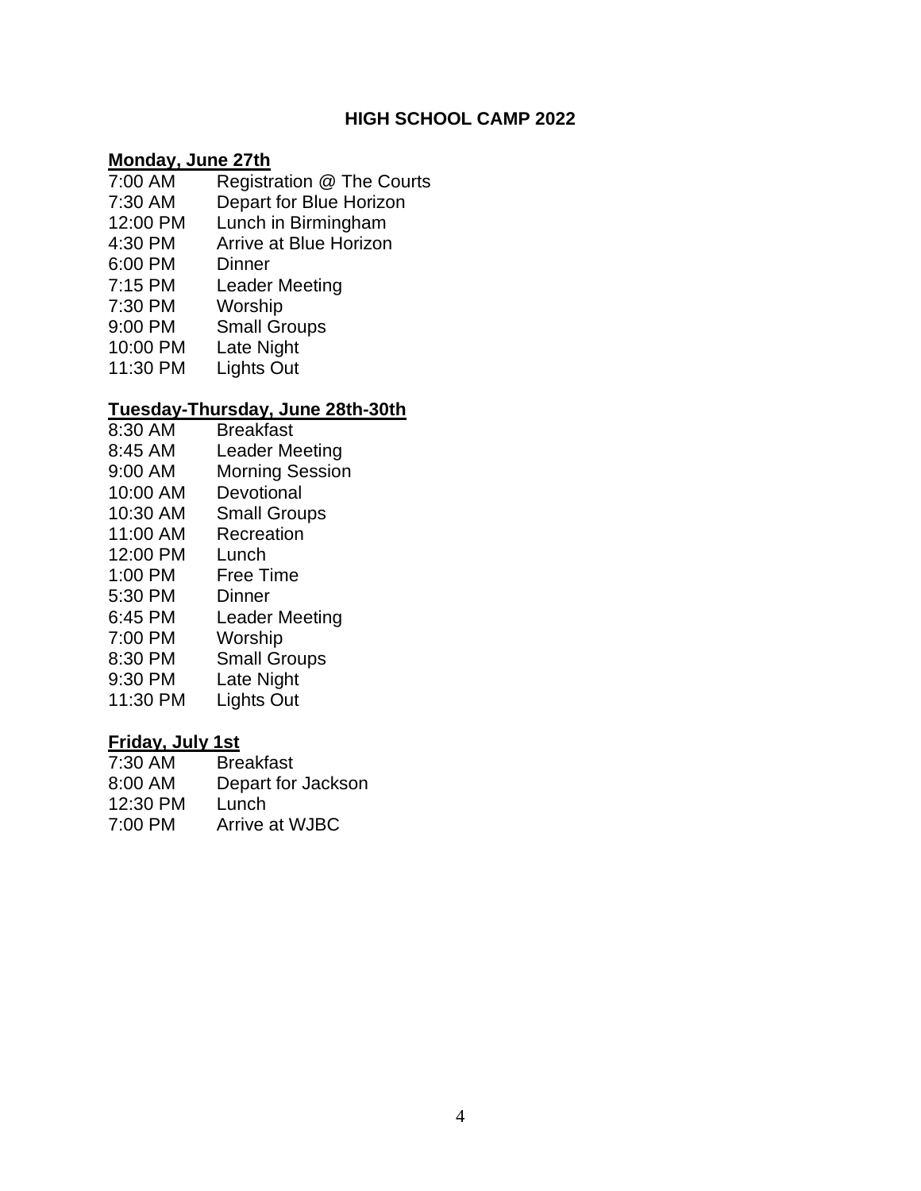# HIGH SCHOOL CAMP 2022

**Monday, June 27th**

| | |
|---|---|
| 7:00 AM | Registration @ The Courts |
| 7:30 AM | Depart for Blue Horizon |
| 12:00 PM | Lunch in Birmingham |
| 4:30 PM | Arrive at Blue Horizon |
| 6:00 PM | Dinner |
| 7:15 PM | Leader Meeting |
| 7:30 PM | Worship |
| 9:00 PM | Small Groups |
| 10:00 PM | Late Night |
| 11:30 PM | Lights Out |

**Tuesday-Thursday, June 28th-30th**

| | |
|---|---|
| 8:30 AM | Breakfast |
| 8:45 AM | Leader Meeting |
| 9:00 AM | Morning Session |
| 10:00 AM | Devotional |
| 10:30 AM | Small Groups |
| 11:00 AM | Recreation |
| 12:00 PM | Lunch |
| 1:00 PM | Free Time |
| 5:30 PM | Dinner |
| 6:45 PM | Leader Meeting |
| 7:00 PM | Worship |
| 8:30 PM | Small Groups |
| 9:30 PM | Late Night |
| 11:30 PM | Lights Out |

**Friday, July 1st**

| | |
|---|---|
| 7:30 AM | Breakfast |
| 8:00 AM | Depart for Jackson |
| 12:30 PM | Lunch |
| 7:00 PM | Arrive at WJBC |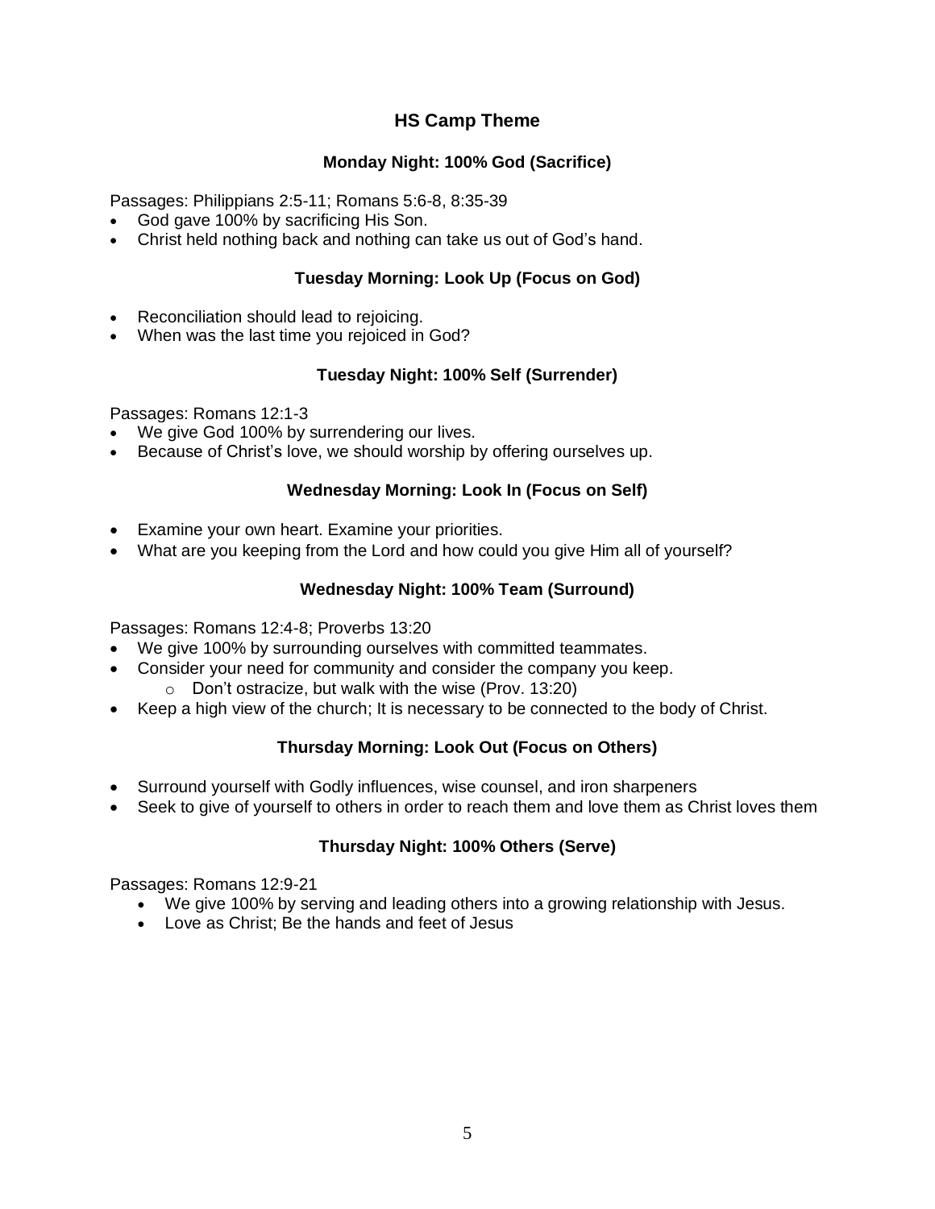## HS Camp Theme

### Monday Night: 100% God (Sacrifice)

Passages: Philippians 2:5-11; Romans 5:6-8, 8:35-39

- God gave 100% by sacrificing His Son.
- Christ held nothing back and nothing can take us out of God's hand.

### Tuesday Morning: Look Up (Focus on God)

- Reconciliation should lead to rejoicing.
- When was the last time you rejoiced in God?

### Tuesday Night: 100% Self (Surrender)

Passages: Romans 12:1-3

- We give God 100% by surrendering our lives.
- Because of Christ's love, we should worship by offering ourselves up.

### Wednesday Morning: Look In (Focus on Self)

- Examine your own heart. Examine your priorities.
- What are you keeping from the Lord and how could you give Him all of yourself?

### Wednesday Night: 100% Team (Surround)

Passages: Romans 12:4-8; Proverbs 13:20

- We give 100% by surrounding ourselves with committed teammates.
- Consider your need for community and consider the company you keep.
  - Don't ostracize, but walk with the wise (Prov. 13:20)
- Keep a high view of the church; It is necessary to be connected to the body of Christ.

### Thursday Morning: Look Out (Focus on Others)

- Surround yourself with Godly influences, wise counsel, and iron sharpeners
- Seek to give of yourself to others in order to reach them and love them as Christ loves them

### Thursday Night: 100% Others (Serve)

Passages: Romans 12:9-21

- We give 100% by serving and leading others into a growing relationship with Jesus.
- Love as Christ; Be the hands and feet of Jesus